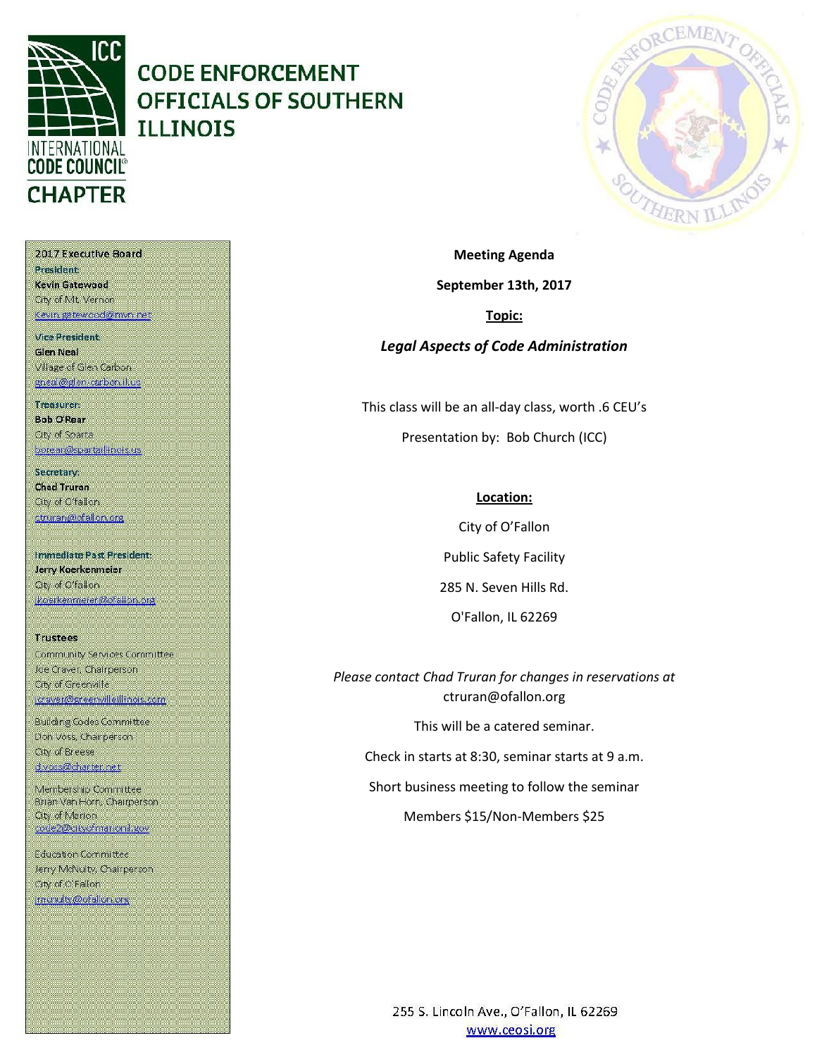# CODE ENFORCEMENT OFFICIALS OF SOUTHERN ILLINOIS

INTERNATIONAL CODE COUNCIL® CHAPTER

**2017 Executive Board**

President
**Kevin Gatewood**
City of Mt. Vernon
kevin.gatewood@mvn.net

Vice President
**Glen Neal**
Village of Glen Carbon
gneal@glen-carbon.il.us

Treasurer
**Bob O'Rear**
City of Sparta
borear@spartaillinois.us

Secretary
**Chad Truran**
City of O'fallon
ctruran@ofallon.org

Immediate Past President
**Jerry Koerkenmeier**
City of O'fallon
jkoerkenmeier@ofallon.org

**Trustees**

Community Services Committee
Joe Craver, Chairperson
City of Greenville
jcraver@greenvilleillinois.com

Building Codes Committee
Don Voss, Chairperson
City of Breese
dvoss@charter.net

Membership Committee
Brian Van Horn, Chairperson
City of Marion
code2@cityofmarionil.gov

Education Committee
Jerry McNulty, Chairperson
City of O'Fallon
jmcnulty@ofallon.org

**Meeting Agenda**

**September 13th, 2017**

**Topic:**

***Legal Aspects of Code Administration***

This class will be an all-day class, worth .6 CEU's

Presentation by: Bob Church (ICC)

**Location:**

City of O'Fallon

Public Safety Facility

285 N. Seven Hills Rd.

O'Fallon, IL 62269

*Please contact Chad Truran for changes in reservations at* ctruran@ofallon.org

This will be a catered seminar.

Check in starts at 8:30, seminar starts at 9 a.m.

Short business meeting to follow the seminar

Members $15/Non-Members $25

255 S. Lincoln Ave., O'Fallon, IL 62269
www.ceosi.org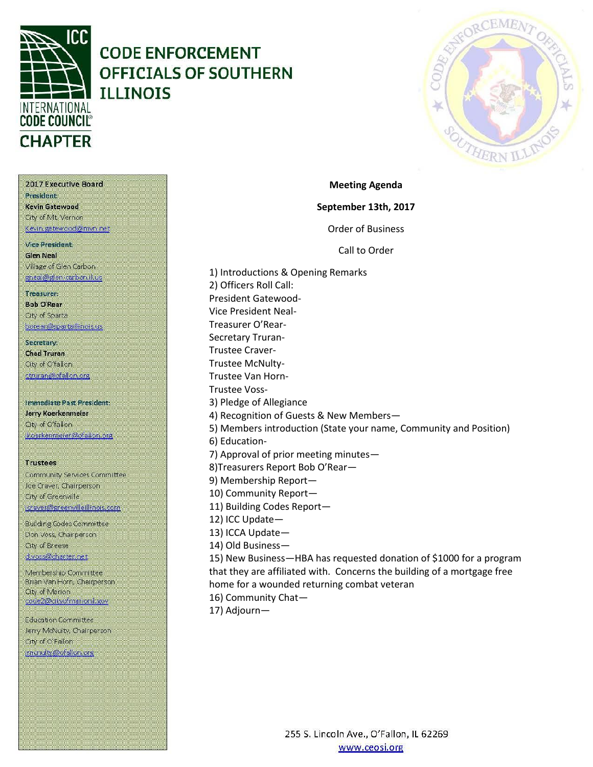# CODE ENFORCEMENT OFFICIALS OF SOUTHERN ILLINOIS

INTERNATIONAL CODE COUNCIL CHAPTER

**2017 Executive Board**

**President:**
**Kevin Gatewood**
City of Mt. Vernon
kevin.gatewood@mvn.net

**Vice President:**
**Glen Neal**
Village of Glen Carbon
gneal@glen-carbon.il.us

**Treasurer:**
**Bob O'Rear**
City of Sparta
borear@spartaillinois.us

**Secretary:**
**Chad Truran**
City of O'fallon
ctruran@ofallon.org

**Immediate Past President:**
**Jerry Koerkenmeier**
City of O'fallon
jkoerkenmeier@ofallon.org

**Trustees**

Community Services Committee
Joe Craver, Chairperson
City of Greenville
jcraver@greenvilleillinois.com

Building Codes Committee
Don Voss, Chairperson
City of Breese
dvoss@charter.net

Membership Committee
Brian Van Horn, Chairperson
City of Marion
code2@cityofmarionil.gov

Education Committee
Jerry McNulty, Chairperson
City of O'Fallon
jmcnulty@ofallon.org

**Meeting Agenda**

**September 13th, 2017**

Order of Business

Call to Order

1) Introductions & Opening Remarks
2) Officers Roll Call:
President Gatewood-
Vice President Neal-
Treasurer O'Rear-
Secretary Truran-
Trustee Craver-
Trustee McNulty-
Trustee Van Horn-
Trustee Voss-
3) Pledge of Allegiance
4) Recognition of Guests & New Members—
5) Members introduction (State your name, Community and Position)
6) Education-
7) Approval of prior meeting minutes—
8)Treasurers Report Bob O'Rear—
9) Membership Report—
10) Community Report—
11) Building Codes Report—
12) ICC Update—
13) ICCA Update—
14) Old Business—
15) New Business—HBA has requested donation of $1000 for a program that they are affiliated with. Concerns the building of a mortgage free home for a wounded returning combat veteran
16) Community Chat—
17) Adjourn—

255 S. Lincoln Ave., O'Fallon, IL 62269
www.ceosi.org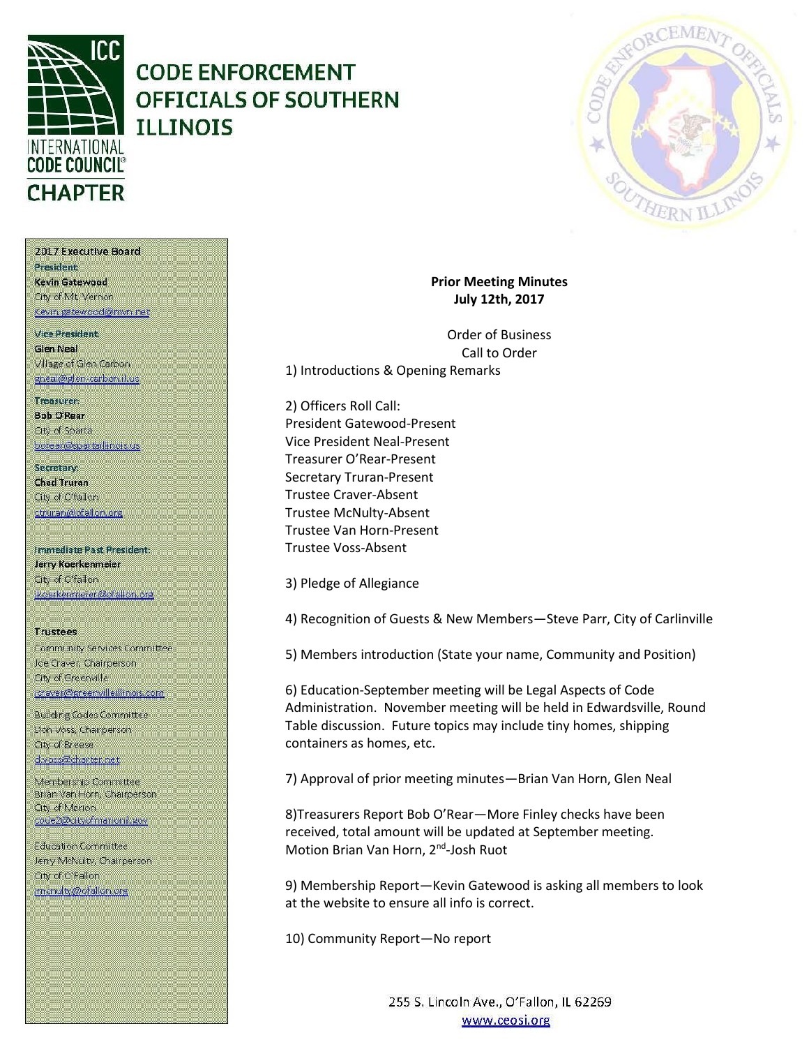# CODE ENFORCEMENT OFFICIALS OF SOUTHERN ILLINOIS

INTERNATIONAL CODE COUNCIL CHAPTER

**2017 Executive Board**

President
**Kevin Gatewood**
City of Mt. Vernon
kevin.gatewood@mvn.net

Vice President
**Glen Neal**
Village of Glen Carbon
gneal@glen-carbon.il.us

Treasurer
**Bob O'Rear**
City of Sparta
borear@spartaillinois.us

Secretary
**Chad Truran**
City of O'fallon
ctruran@ofallon.org

Immediate Past President
**Jerry Koerkenmeier**
City of O'fallon
jkoerkenmeier@ofallon.org

**Trustees**

Community Services Committee
Joe Craver, Chairperson
City of Greenville
jcraver@greenvilleillinois.com

Building Codes Committee
Don Voss, Chairperson
City of Breese
dvoss@charter.net

Membership Committee
Brian Van Horn, Chairperson
City of Marion
code2@cityofmarionil.gov

Education Committee
Jerry McNulty, Chairperson
City of O'Fallon
jmcnulty@ofallon.org

**Prior Meeting Minutes**
**July 12th, 2017**

Order of Business
Call to Order

1) Introductions & Opening Remarks

2) Officers Roll Call:
President Gatewood-Present
Vice President Neal-Present
Treasurer O'Rear-Present
Secretary Truran-Present
Trustee Craver-Absent
Trustee McNulty-Absent
Trustee Van Horn-Present
Trustee Voss-Absent

3) Pledge of Allegiance

4) Recognition of Guests & New Members—Steve Parr, City of Carlinville

5) Members introduction (State your name, Community and Position)

6) Education-September meeting will be Legal Aspects of Code Administration. November meeting will be held in Edwardsville, Round Table discussion. Future topics may include tiny homes, shipping containers as homes, etc.

7) Approval of prior meeting minutes—Brian Van Horn, Glen Neal

8)Treasurers Report Bob O'Rear—More Finley checks have been received, total amount will be updated at September meeting. Motion Brian Van Horn, 2nd-Josh Ruot

9) Membership Report—Kevin Gatewood is asking all members to look at the website to ensure all info is correct.

10) Community Report—No report

255 S. Lincoln Ave., O'Fallon, IL 62269
www.ceosi.org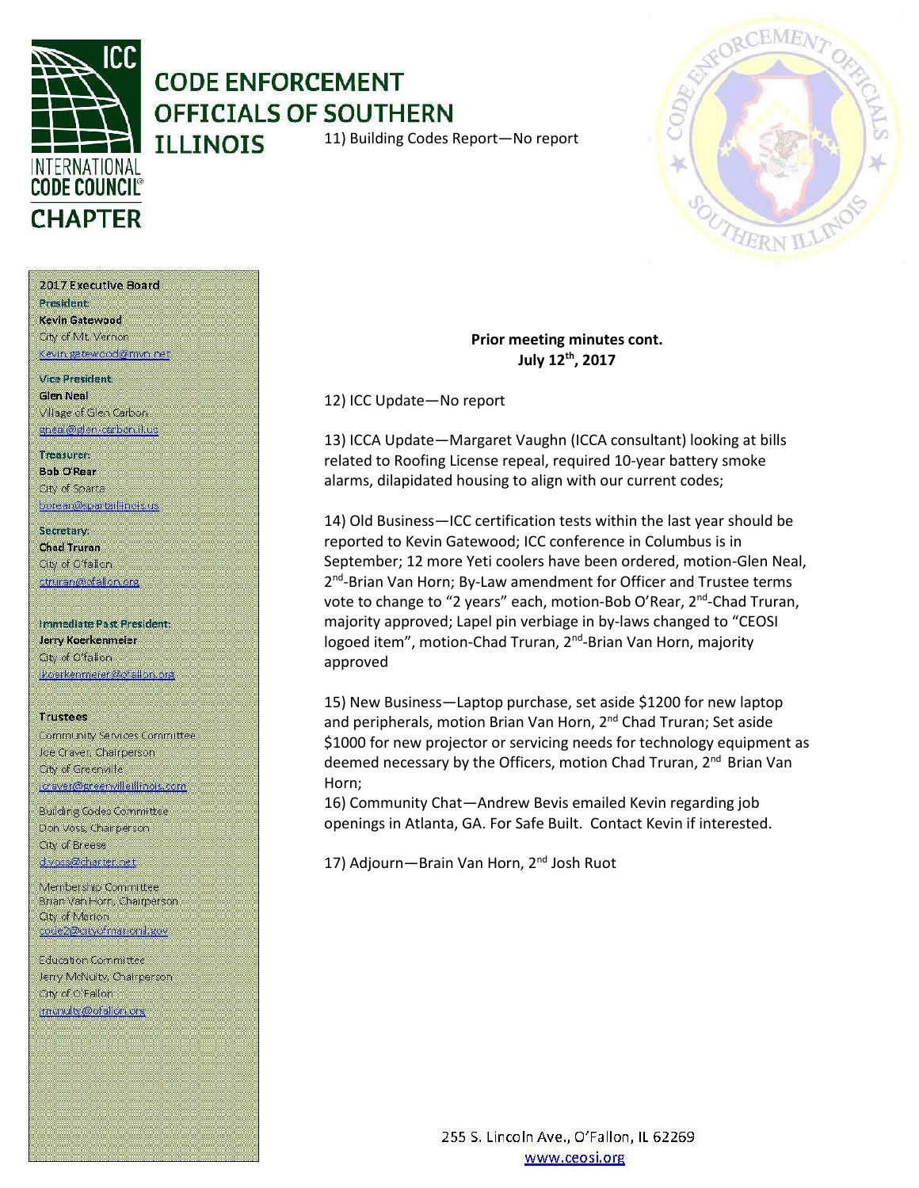# CODE ENFORCEMENT OFFICIALS OF SOUTHERN ILLINOIS

INTERNATIONAL CODE COUNCIL CHAPTER

11) Building Codes Report—No report

**2017 Executive Board**

**President**
**Kevin Gatewood**
City of Mt. Vernon
kevin.gatewood@mvn.net

**Vice President**
**Glen Neal**
Village of Glen Carbon
gneal@glen-carbon.il.us

**Treasurer**
**Bob O'Rear**
City of Sparta
borear@spartaillinois.us

**Secretary**
**Chad Truran**
City of O'Fallon
ctruran@ofallon.org

**Immediate Past President**
**Jerry Koerkenmeier**
City of O'Fallon
jkoerkenmeier@ofallon.org

**Trustees**

Community Services Committee
Joe Craver, Chairperson
City of Greenville
jcraver@greenvilleillinois.com

Building Codes Committee
Don Voss, Chairperson
City of Breese
d.voss@charter.net

Membership Committee
Brian Van Horn, Chairperson
City of Marion
code2@cityofmarionil.gov

Education Committee
Jerry McNulty, Chairperson
City of O'Fallon
jmcnulty@ofallon.org

**Prior meeting minutes cont.**
**July 12th, 2017**

12) ICC Update—No report

13) ICCA Update—Margaret Vaughn (ICCA consultant) looking at bills related to Roofing License repeal, required 10-year battery smoke alarms, dilapidated housing to align with our current codes;

14) Old Business—ICC certification tests within the last year should be reported to Kevin Gatewood; ICC conference in Columbus is in September; 12 more Yeti coolers have been ordered, motion-Glen Neal, 2nd-Brian Van Horn; By-Law amendment for Officer and Trustee terms vote to change to "2 years" each, motion-Bob O'Rear, 2nd-Chad Truran, majority approved; Lapel pin verbiage in by-laws changed to "CEOSI logoed item", motion-Chad Truran, 2nd-Brian Van Horn, majority approved

15) New Business—Laptop purchase, set aside $1200 for new laptop and peripherals, motion Brian Van Horn, 2nd Chad Truran; Set aside $1000 for new projector or servicing needs for technology equipment as deemed necessary by the Officers, motion Chad Truran, 2nd Brian Van Horn;

16) Community Chat—Andrew Bevis emailed Kevin regarding job openings in Atlanta, GA. For Safe Built. Contact Kevin if interested.

17) Adjourn—Brain Van Horn, 2nd Josh Ruot

255 S. Lincoln Ave., O'Fallon, IL 62269
www.ceosi.org